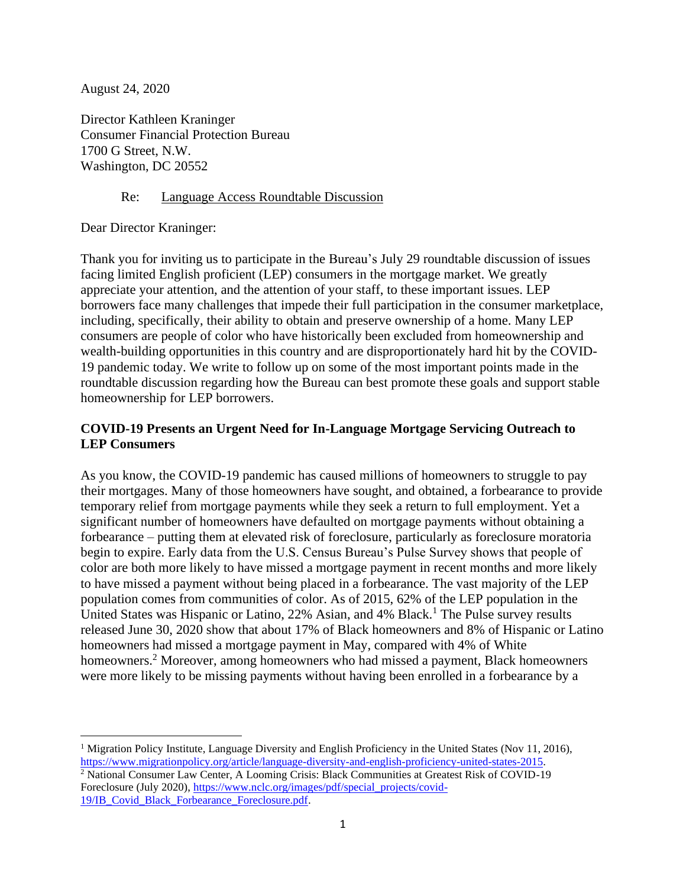August 24, 2020

Director Kathleen Kraninger
Consumer Financial Protection Bureau
1700 G Street, N.W.
Washington, DC 20552

Re: Language Access Roundtable Discussion

Dear Director Kraninger:

Thank you for inviting us to participate in the Bureau's July 29 roundtable discussion of issues facing limited English proficient (LEP) consumers in the mortgage market. We greatly appreciate your attention, and the attention of your staff, to these important issues. LEP borrowers face many challenges that impede their full participation in the consumer marketplace, including, specifically, their ability to obtain and preserve ownership of a home. Many LEP consumers are people of color who have historically been excluded from homeownership and wealth-building opportunities in this country and are disproportionately hard hit by the COVID-19 pandemic today. We write to follow up on some of the most important points made in the roundtable discussion regarding how the Bureau can best promote these goals and support stable homeownership for LEP borrowers.

**COVID-19 Presents an Urgent Need for In-Language Mortgage Servicing Outreach to LEP Consumers**

As you know, the COVID-19 pandemic has caused millions of homeowners to struggle to pay their mortgages. Many of those homeowners have sought, and obtained, a forbearance to provide temporary relief from mortgage payments while they seek a return to full employment. Yet a significant number of homeowners have defaulted on mortgage payments without obtaining a forbearance – putting them at elevated risk of foreclosure, particularly as foreclosure moratoria begin to expire. Early data from the U.S. Census Bureau's Pulse Survey shows that people of color are both more likely to have missed a mortgage payment in recent months and more likely to have missed a payment without being placed in a forbearance. The vast majority of the LEP population comes from communities of color. As of 2015, 62% of the LEP population in the United States was Hispanic or Latino, 22% Asian, and 4% Black.[1] The Pulse survey results released June 30, 2020 show that about 17% of Black homeowners and 8% of Hispanic or Latino homeowners had missed a mortgage payment in May, compared with 4% of White homeowners.[2] Moreover, among homeowners who had missed a payment, Black homeowners were more likely to be missing payments without having been enrolled in a forbearance by a

[1] Migration Policy Institute, Language Diversity and English Proficiency in the United States (Nov 11, 2016), https://www.migrationpolicy.org/article/language-diversity-and-english-proficiency-united-states-2015.

[2] National Consumer Law Center, A Looming Crisis: Black Communities at Greatest Risk of COVID-19 Foreclosure (July 2020), https://www.nclc.org/images/pdf/special_projects/covid-19/IB_Covid_Black_Forbearance_Foreclosure.pdf.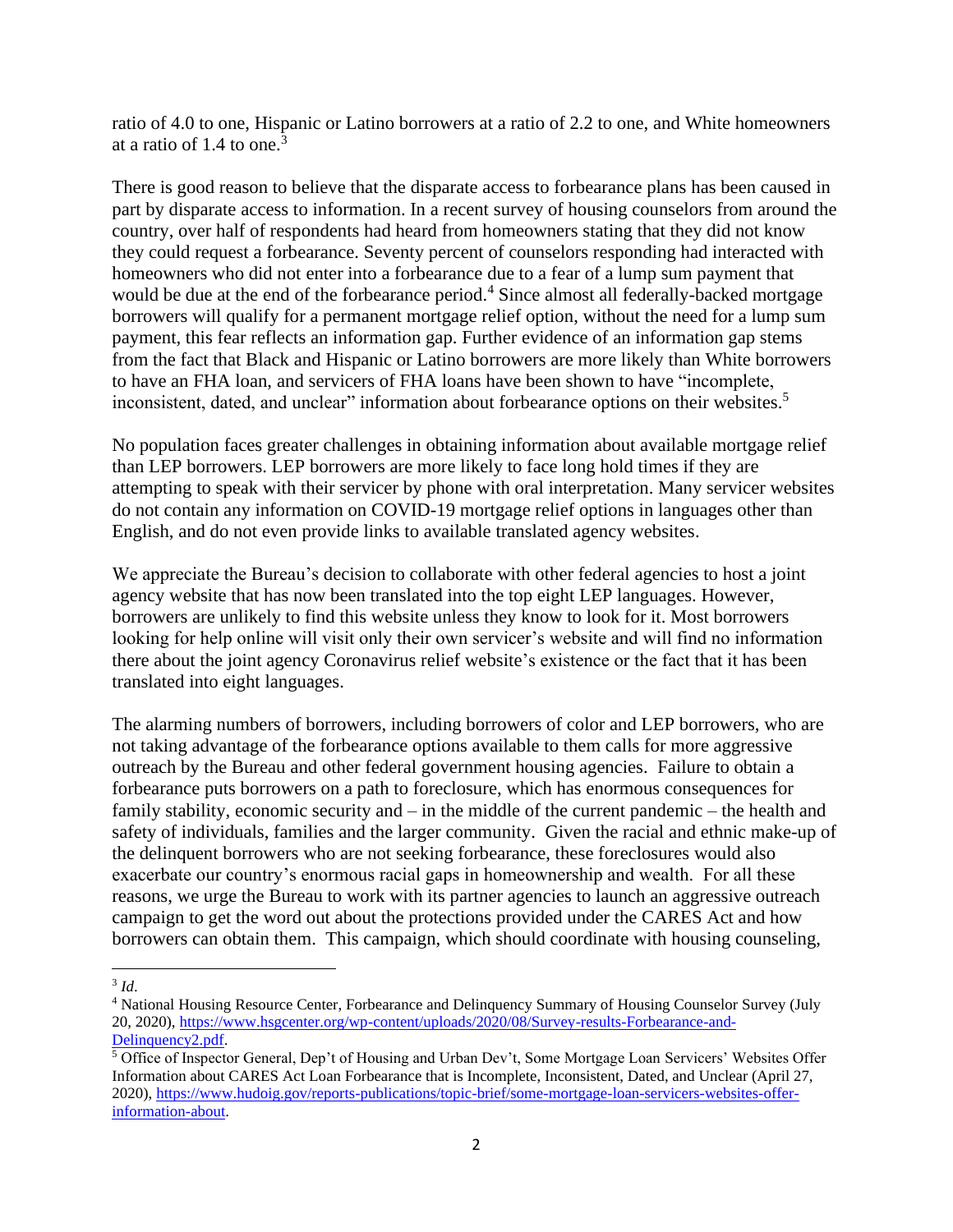ratio of 4.0 to one, Hispanic or Latino borrowers at a ratio of 2.2 to one, and White homeowners at a ratio of 1.4 to one.[3]

There is good reason to believe that the disparate access to forbearance plans has been caused in part by disparate access to information. In a recent survey of housing counselors from around the country, over half of respondents had heard from homeowners stating that they did not know they could request a forbearance. Seventy percent of counselors responding had interacted with homeowners who did not enter into a forbearance due to a fear of a lump sum payment that would be due at the end of the forbearance period.[4] Since almost all federally-backed mortgage borrowers will qualify for a permanent mortgage relief option, without the need for a lump sum payment, this fear reflects an information gap. Further evidence of an information gap stems from the fact that Black and Hispanic or Latino borrowers are more likely than White borrowers to have an FHA loan, and servicers of FHA loans have been shown to have "incomplete, inconsistent, dated, and unclear" information about forbearance options on their websites.[5]

No population faces greater challenges in obtaining information about available mortgage relief than LEP borrowers. LEP borrowers are more likely to face long hold times if they are attempting to speak with their servicer by phone with oral interpretation. Many servicer websites do not contain any information on COVID-19 mortgage relief options in languages other than English, and do not even provide links to available translated agency websites.

We appreciate the Bureau's decision to collaborate with other federal agencies to host a joint agency website that has now been translated into the top eight LEP languages. However, borrowers are unlikely to find this website unless they know to look for it. Most borrowers looking for help online will visit only their own servicer's website and will find no information there about the joint agency Coronavirus relief website's existence or the fact that it has been translated into eight languages.

The alarming numbers of borrowers, including borrowers of color and LEP borrowers, who are not taking advantage of the forbearance options available to them calls for more aggressive outreach by the Bureau and other federal government housing agencies. Failure to obtain a forbearance puts borrowers on a path to foreclosure, which has enormous consequences for family stability, economic security and – in the middle of the current pandemic – the health and safety of individuals, families and the larger community. Given the racial and ethnic make-up of the delinquent borrowers who are not seeking forbearance, these foreclosures would also exacerbate our country's enormous racial gaps in homeownership and wealth. For all these reasons, we urge the Bureau to work with its partner agencies to launch an aggressive outreach campaign to get the word out about the protections provided under the CARES Act and how borrowers can obtain them. This campaign, which should coordinate with housing counseling,

---

[3] *Id*.

[4] National Housing Resource Center, Forbearance and Delinquency Summary of Housing Counselor Survey (July 20, 2020), https://www.hsgcenter.org/wp-content/uploads/2020/08/Survey-results-Forbearance-and-Delinquency2.pdf.

[5] Office of Inspector General, Dep't of Housing and Urban Dev't, Some Mortgage Loan Servicers' Websites Offer Information about CARES Act Loan Forbearance that is Incomplete, Inconsistent, Dated, and Unclear (April 27, 2020), https://www.hudoig.gov/reports-publications/topic-brief/some-mortgage-loan-servicers-websites-offer-information-about.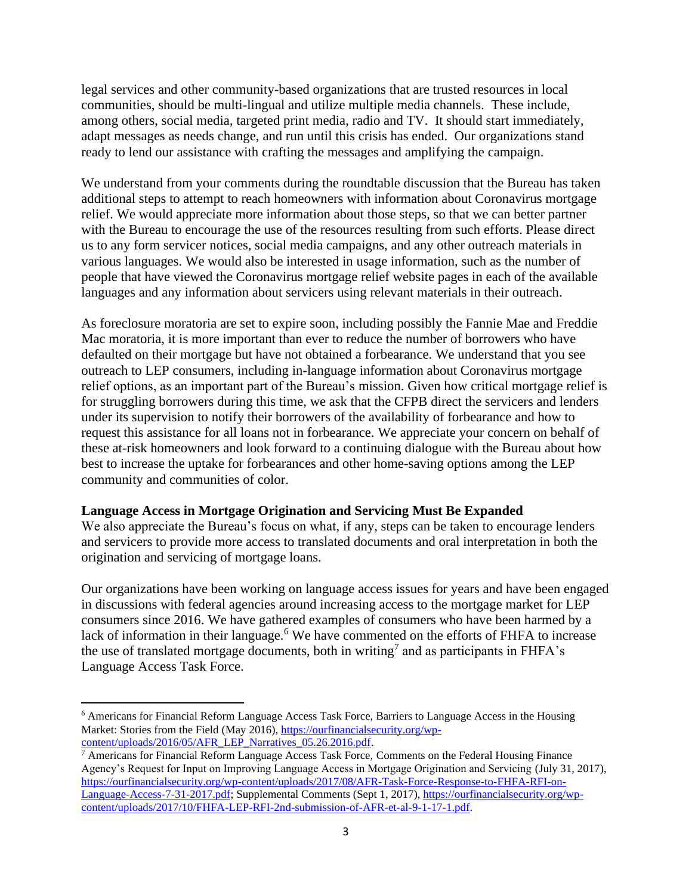legal services and other community-based organizations that are trusted resources in local communities, should be multi-lingual and utilize multiple media channels. These include, among others, social media, targeted print media, radio and TV. It should start immediately, adapt messages as needs change, and run until this crisis has ended. Our organizations stand ready to lend our assistance with crafting the messages and amplifying the campaign.

We understand from your comments during the roundtable discussion that the Bureau has taken additional steps to attempt to reach homeowners with information about Coronavirus mortgage relief. We would appreciate more information about those steps, so that we can better partner with the Bureau to encourage the use of the resources resulting from such efforts. Please direct us to any form servicer notices, social media campaigns, and any other outreach materials in various languages. We would also be interested in usage information, such as the number of people that have viewed the Coronavirus mortgage relief website pages in each of the available languages and any information about servicers using relevant materials in their outreach.

As foreclosure moratoria are set to expire soon, including possibly the Fannie Mae and Freddie Mac moratoria, it is more important than ever to reduce the number of borrowers who have defaulted on their mortgage but have not obtained a forbearance. We understand that you see outreach to LEP consumers, including in-language information about Coronavirus mortgage relief options, as an important part of the Bureau's mission. Given how critical mortgage relief is for struggling borrowers during this time, we ask that the CFPB direct the servicers and lenders under its supervision to notify their borrowers of the availability of forbearance and how to request this assistance for all loans not in forbearance. We appreciate your concern on behalf of these at-risk homeowners and look forward to a continuing dialogue with the Bureau about how best to increase the uptake for forbearances and other home-saving options among the LEP community and communities of color.

**Language Access in Mortgage Origination and Servicing Must Be Expanded**

We also appreciate the Bureau's focus on what, if any, steps can be taken to encourage lenders and servicers to provide more access to translated documents and oral interpretation in both the origination and servicing of mortgage loans.

Our organizations have been working on language access issues for years and have been engaged in discussions with federal agencies around increasing access to the mortgage market for LEP consumers since 2016. We have gathered examples of consumers who have been harmed by a lack of information in their language.[6] We have commented on the efforts of FHFA to increase the use of translated mortgage documents, both in writing[7] and as participants in FHFA's Language Access Task Force.

---

[6] Americans for Financial Reform Language Access Task Force, Barriers to Language Access in the Housing Market: Stories from the Field (May 2016), https://ourfinancialsecurity.org/wp-content/uploads/2016/05/AFR_LEP_Narratives_05.26.2016.pdf.

[7] Americans for Financial Reform Language Access Task Force, Comments on the Federal Housing Finance Agency's Request for Input on Improving Language Access in Mortgage Origination and Servicing (July 31, 2017), https://ourfinancialsecurity.org/wp-content/uploads/2017/08/AFR-Task-Force-Response-to-FHFA-RFI-on-Language-Access-7-31-2017.pdf; Supplemental Comments (Sept 1, 2017), https://ourfinancialsecurity.org/wp-content/uploads/2017/10/FHFA-LEP-RFI-2nd-submission-of-AFR-et-al-9-1-17-1.pdf.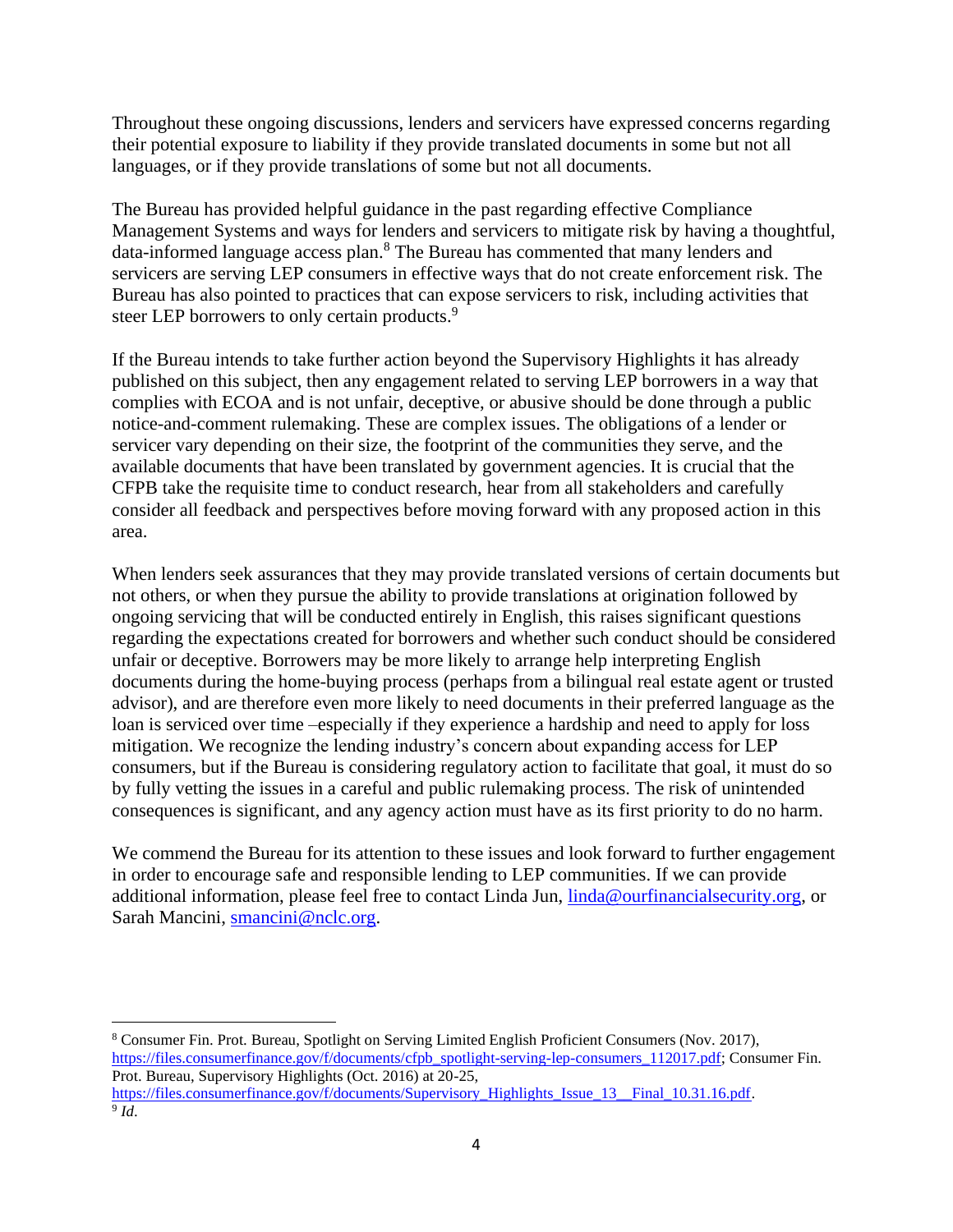Throughout these ongoing discussions, lenders and servicers have expressed concerns regarding their potential exposure to liability if they provide translated documents in some but not all languages, or if they provide translations of some but not all documents.

The Bureau has provided helpful guidance in the past regarding effective Compliance Management Systems and ways for lenders and servicers to mitigate risk by having a thoughtful, data-informed language access plan.[8] The Bureau has commented that many lenders and servicers are serving LEP consumers in effective ways that do not create enforcement risk. The Bureau has also pointed to practices that can expose servicers to risk, including activities that steer LEP borrowers to only certain products.[9]

If the Bureau intends to take further action beyond the Supervisory Highlights it has already published on this subject, then any engagement related to serving LEP borrowers in a way that complies with ECOA and is not unfair, deceptive, or abusive should be done through a public notice-and-comment rulemaking. These are complex issues. The obligations of a lender or servicer vary depending on their size, the footprint of the communities they serve, and the available documents that have been translated by government agencies. It is crucial that the CFPB take the requisite time to conduct research, hear from all stakeholders and carefully consider all feedback and perspectives before moving forward with any proposed action in this area.

When lenders seek assurances that they may provide translated versions of certain documents but not others, or when they pursue the ability to provide translations at origination followed by ongoing servicing that will be conducted entirely in English, this raises significant questions regarding the expectations created for borrowers and whether such conduct should be considered unfair or deceptive. Borrowers may be more likely to arrange help interpreting English documents during the home-buying process (perhaps from a bilingual real estate agent or trusted advisor), and are therefore even more likely to need documents in their preferred language as the loan is serviced over time –especially if they experience a hardship and need to apply for loss mitigation. We recognize the lending industry's concern about expanding access for LEP consumers, but if the Bureau is considering regulatory action to facilitate that goal, it must do so by fully vetting the issues in a careful and public rulemaking process. The risk of unintended consequences is significant, and any agency action must have as its first priority to do no harm.

We commend the Bureau for its attention to these issues and look forward to further engagement in order to encourage safe and responsible lending to LEP communities. If we can provide additional information, please feel free to contact Linda Jun, linda@ourfinancialsecurity.org, or Sarah Mancini, smancini@nclc.org.

---

[8] Consumer Fin. Prot. Bureau, Spotlight on Serving Limited English Proficient Consumers (Nov. 2017), https://files.consumerfinance.gov/f/documents/cfpb_spotlight-serving-lep-consumers_112017.pdf; Consumer Fin. Prot. Bureau, Supervisory Highlights (Oct. 2016) at 20-25, https://files.consumerfinance.gov/f/documents/Supervisory_Highlights_Issue_13__Final_10.31.16.pdf.

[9] *Id*.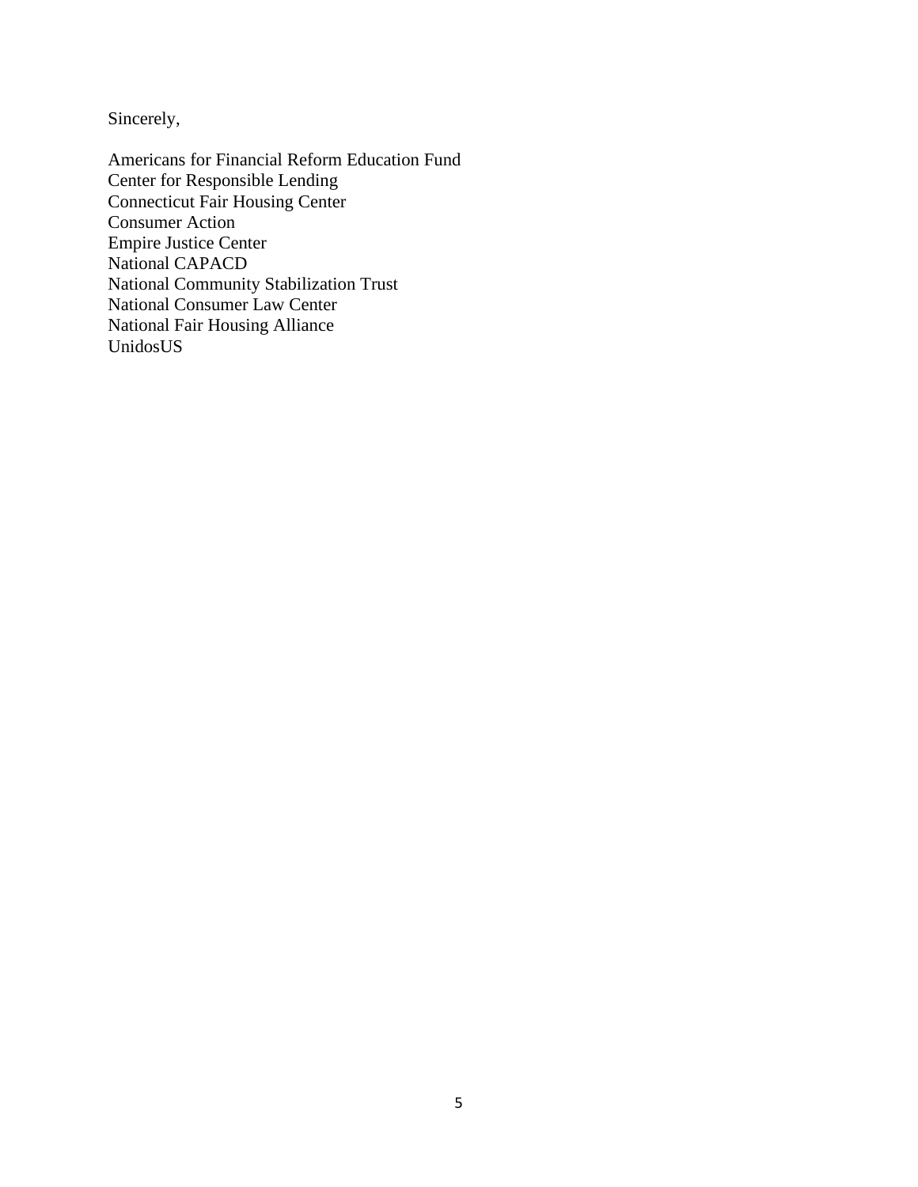Sincerely,

Americans for Financial Reform Education Fund
Center for Responsible Lending
Connecticut Fair Housing Center
Consumer Action
Empire Justice Center
National CAPACD
National Community Stabilization Trust
National Consumer Law Center
National Fair Housing Alliance
UnidosUS